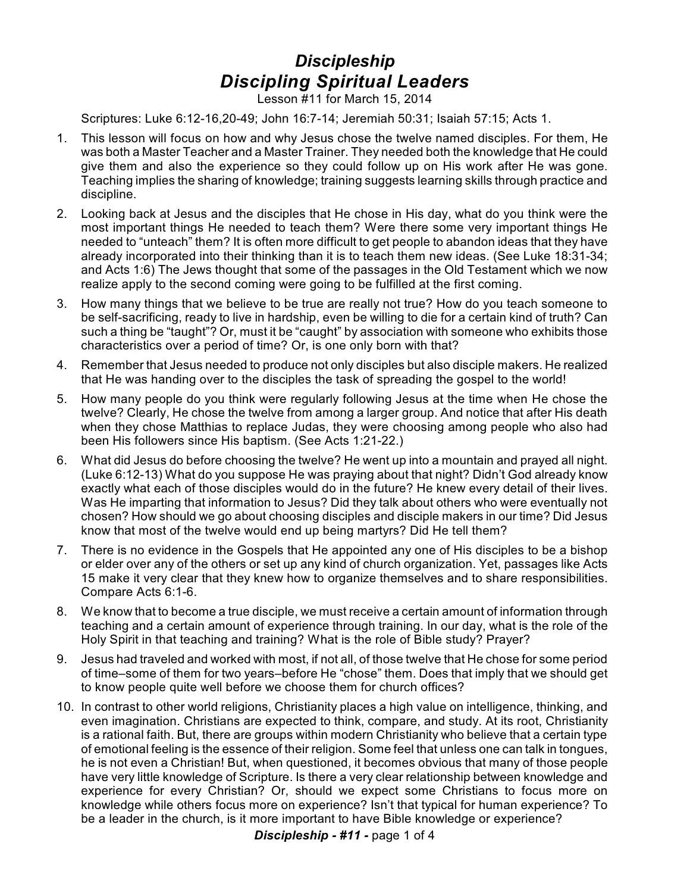# *Discipleship*
## *Discipling Spiritual Leaders*

Lesson #11 for March 15, 2014

Scriptures: Luke 6:12-16,20-49; John 16:7-14; Jeremiah 50:31; Isaiah 57:15; Acts 1.

1. This lesson will focus on how and why Jesus chose the twelve named disciples. For them, He was both a Master Teacher and a Master Trainer. They needed both the knowledge that He could give them and also the experience so they could follow up on His work after He was gone. Teaching implies the sharing of knowledge; training suggests learning skills through practice and discipline.
2. Looking back at Jesus and the disciples that He chose in His day, what do you think were the most important things He needed to teach them? Were there some very important things He needed to "unteach" them? It is often more difficult to get people to abandon ideas that they have already incorporated into their thinking than it is to teach them new ideas. (See Luke 18:31-34; and Acts 1:6) The Jews thought that some of the passages in the Old Testament which we now realize apply to the second coming were going to be fulfilled at the first coming.
3. How many things that we believe to be true are really not true? How do you teach someone to be self-sacrificing, ready to live in hardship, even be willing to die for a certain kind of truth? Can such a thing be "taught"? Or, must it be "caught" by association with someone who exhibits those characteristics over a period of time? Or, is one only born with that?
4. Remember that Jesus needed to produce not only disciples but also disciple makers. He realized that He was handing over to the disciples the task of spreading the gospel to the world!
5. How many people do you think were regularly following Jesus at the time when He chose the twelve? Clearly, He chose the twelve from among a larger group. And notice that after His death when they chose Matthias to replace Judas, they were choosing among people who also had been His followers since His baptism. (See Acts 1:21-22.)
6. What did Jesus do before choosing the twelve? He went up into a mountain and prayed all night. (Luke 6:12-13) What do you suppose He was praying about that night? Didn't God already know exactly what each of those disciples would do in the future? He knew every detail of their lives. Was He imparting that information to Jesus? Did they talk about others who were eventually not chosen? How should we go about choosing disciples and disciple makers in our time? Did Jesus know that most of the twelve would end up being martyrs? Did He tell them?
7. There is no evidence in the Gospels that He appointed any one of His disciples to be a bishop or elder over any of the others or set up any kind of church organization. Yet, passages like Acts 15 make it very clear that they knew how to organize themselves and to share responsibilities. Compare Acts 6:1-6.
8. We know that to become a true disciple, we must receive a certain amount of information through teaching and a certain amount of experience through training. In our day, what is the role of the Holy Spirit in that teaching and training? What is the role of Bible study? Prayer?
9. Jesus had traveled and worked with most, if not all, of those twelve that He chose for some period of time–some of them for two years–before He "chose" them. Does that imply that we should get to know people quite well before we choose them for church offices?
10. In contrast to other world religions, Christianity places a high value on intelligence, thinking, and even imagination. Christians are expected to think, compare, and study. At its root, Christianity is a rational faith. But, there are groups within modern Christianity who believe that a certain type of emotional feeling is the essence of their religion. Some feel that unless one can talk in tongues, he is not even a Christian! But, when questioned, it becomes obvious that many of those people have very little knowledge of Scripture. Is there a very clear relationship between knowledge and experience for every Christian? Or, should we expect some Christians to focus more on knowledge while others focus more on experience? Isn't that typical for human experience? To be a leader in the church, is it more important to have Bible knowledge or experience?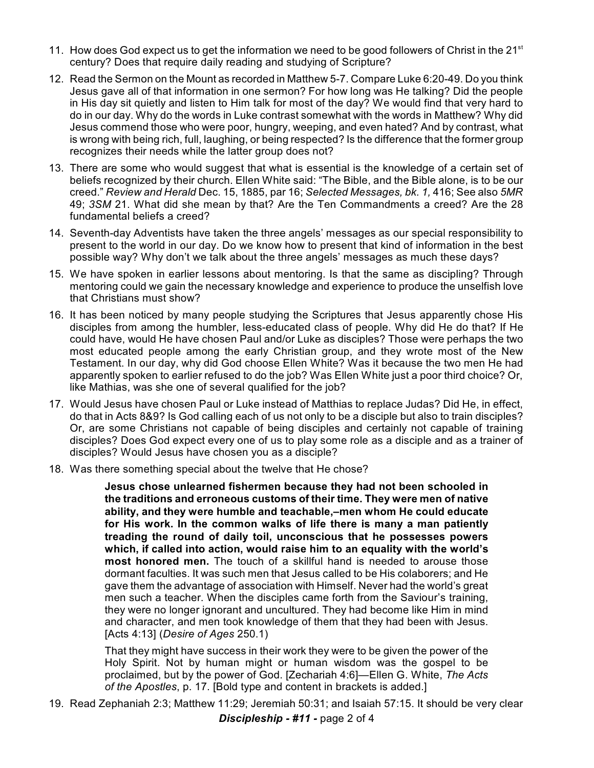11. How does God expect us to get the information we need to be good followers of Christ in the 21st century? Does that require daily reading and studying of Scripture?

12. Read the Sermon on the Mount as recorded in Matthew 5-7. Compare Luke 6:20-49. Do you think Jesus gave all of that information in one sermon? For how long was He talking? Did the people in His day sit quietly and listen to Him talk for most of the day? We would find that very hard to do in our day. Why do the words in Luke contrast somewhat with the words in Matthew? Why did Jesus commend those who were poor, hungry, weeping, and even hated? And by contrast, what is wrong with being rich, full, laughing, or being respected? Is the difference that the former group recognizes their needs while the latter group does not?

13. There are some who would suggest that what is essential is the knowledge of a certain set of beliefs recognized by their church. Ellen White said: "The Bible, and the Bible alone, is to be our creed." *Review and Herald* Dec. 15, 1885, par 16; *Selected Messages, bk. 1,* 416; See also *5MR* 49; *3SM* 21. What did she mean by that? Are the Ten Commandments a creed? Are the 28 fundamental beliefs a creed?

14. Seventh-day Adventists have taken the three angels' messages as our special responsibility to present to the world in our day. Do we know how to present that kind of information in the best possible way? Why don't we talk about the three angels' messages as much these days?

15. We have spoken in earlier lessons about mentoring. Is that the same as discipling? Through mentoring could we gain the necessary knowledge and experience to produce the unselfish love that Christians must show?

16. It has been noticed by many people studying the Scriptures that Jesus apparently chose His disciples from among the humbler, less-educated class of people. Why did He do that? If He could have, would He have chosen Paul and/or Luke as disciples? Those were perhaps the two most educated people among the early Christian group, and they wrote most of the New Testament. In our day, why did God choose Ellen White? Was it because the two men He had apparently spoken to earlier refused to do the job? Was Ellen White just a poor third choice? Or, like Mathias, was she one of several qualified for the job?

17. Would Jesus have chosen Paul or Luke instead of Matthias to replace Judas? Did He, in effect, do that in Acts 8&9? Is God calling each of us not only to be a disciple but also to train disciples? Or, are some Christians not capable of being disciples and certainly not capable of training disciples? Does God expect every one of us to play some role as a disciple and as a trainer of disciples? Would Jesus have chosen you as a disciple?

18. Was there something special about the twelve that He chose?

    > **Jesus chose unlearned fishermen because they had not been schooled in the traditions and erroneous customs of their time. They were men of native ability, and they were humble and teachable,–men whom He could educate for His work. In the common walks of life there is many a man patiently treading the round of daily toil, unconscious that he possesses powers which, if called into action, would raise him to an equality with the world's most honored men.** The touch of a skillful hand is needed to arouse those dormant faculties. It was such men that Jesus called to be His colaborers; and He gave them the advantage of association with Himself. Never had the world's great men such a teacher. When the disciples came forth from the Saviour's training, they were no longer ignorant and uncultured. They had become like Him in mind and character, and men took knowledge of them that they had been with Jesus. [Acts 4:13] (*Desire of Ages* 250.1)
    >
    > That they might have success in their work they were to be given the power of the Holy Spirit. Not by human might or human wisdom was the gospel to be proclaimed, but by the power of God. [Zechariah 4:6]—Ellen G. White, *The Acts of the Apostles*, p. 17. [Bold type and content in brackets is added.]

19. Read Zephaniah 2:3; Matthew 11:29; Jeremiah 50:31; and Isaiah 57:15. It should be very clear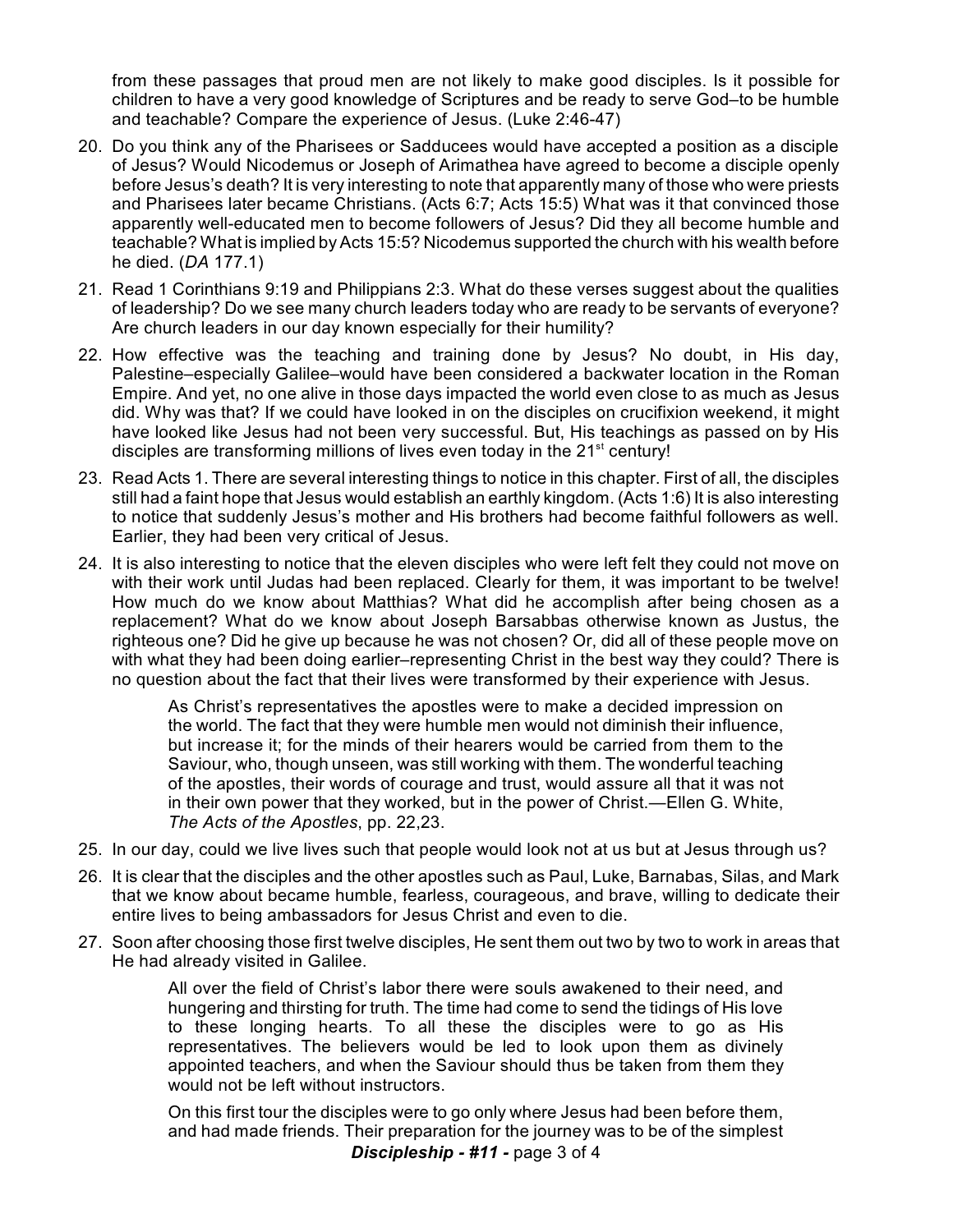from these passages that proud men are not likely to make good disciples. Is it possible for children to have a very good knowledge of Scriptures and be ready to serve God–to be humble and teachable? Compare the experience of Jesus. (Luke 2:46-47)

20. Do you think any of the Pharisees or Sadducees would have accepted a position as a disciple of Jesus? Would Nicodemus or Joseph of Arimathea have agreed to become a disciple openly before Jesus's death? It is very interesting to note that apparently many of those who were priests and Pharisees later became Christians. (Acts 6:7; Acts 15:5) What was it that convinced those apparently well-educated men to become followers of Jesus? Did they all become humble and teachable? What is implied by Acts 15:5? Nicodemus supported the church with his wealth before he died. (*DA* 177.1)

21. Read 1 Corinthians 9:19 and Philippians 2:3. What do these verses suggest about the qualities of leadership? Do we see many church leaders today who are ready to be servants of everyone? Are church leaders in our day known especially for their humility?

22. How effective was the teaching and training done by Jesus? No doubt, in His day, Palestine–especially Galilee–would have been considered a backwater location in the Roman Empire. And yet, no one alive in those days impacted the world even close to as much as Jesus did. Why was that? If we could have looked in on the disciples on crucifixion weekend, it might have looked like Jesus had not been very successful. But, His teachings as passed on by His disciples are transforming millions of lives even today in the 21st century!

23. Read Acts 1. There are several interesting things to notice in this chapter. First of all, the disciples still had a faint hope that Jesus would establish an earthly kingdom. (Acts 1:6) It is also interesting to notice that suddenly Jesus's mother and His brothers had become faithful followers as well. Earlier, they had been very critical of Jesus.

24. It is also interesting to notice that the eleven disciples who were left felt they could not move on with their work until Judas had been replaced. Clearly for them, it was important to be twelve! How much do we know about Matthias? What did he accomplish after being chosen as a replacement? What do we know about Joseph Barsabbas otherwise known as Justus, the righteous one? Did he give up because he was not chosen? Or, did all of these people move on with what they had been doing earlier–representing Christ in the best way they could? There is no question about the fact that their lives were transformed by their experience with Jesus.

    > As Christ's representatives the apostles were to make a decided impression on the world. The fact that they were humble men would not diminish their influence, but increase it; for the minds of their hearers would be carried from them to the Saviour, who, though unseen, was still working with them. The wonderful teaching of the apostles, their words of courage and trust, would assure all that it was not in their own power that they worked, but in the power of Christ.—Ellen G. White, *The Acts of the Apostles*, pp. 22,23.

25. In our day, could we live lives such that people would look not at us but at Jesus through us?

26. It is clear that the disciples and the other apostles such as Paul, Luke, Barnabas, Silas, and Mark that we know about became humble, fearless, courageous, and brave, willing to dedicate their entire lives to being ambassadors for Jesus Christ and even to die.

27. Soon after choosing those first twelve disciples, He sent them out two by two to work in areas that He had already visited in Galilee.

    > All over the field of Christ's labor there were souls awakened to their need, and hungering and thirsting for truth. The time had come to send the tidings of His love to these longing hearts. To all these the disciples were to go as His representatives. The believers would be led to look upon them as divinely appointed teachers, and when the Saviour should thus be taken from them they would not be left without instructors.
    >
    > On this first tour the disciples were to go only where Jesus had been before them, and had made friends. Their preparation for the journey was to be of the simplest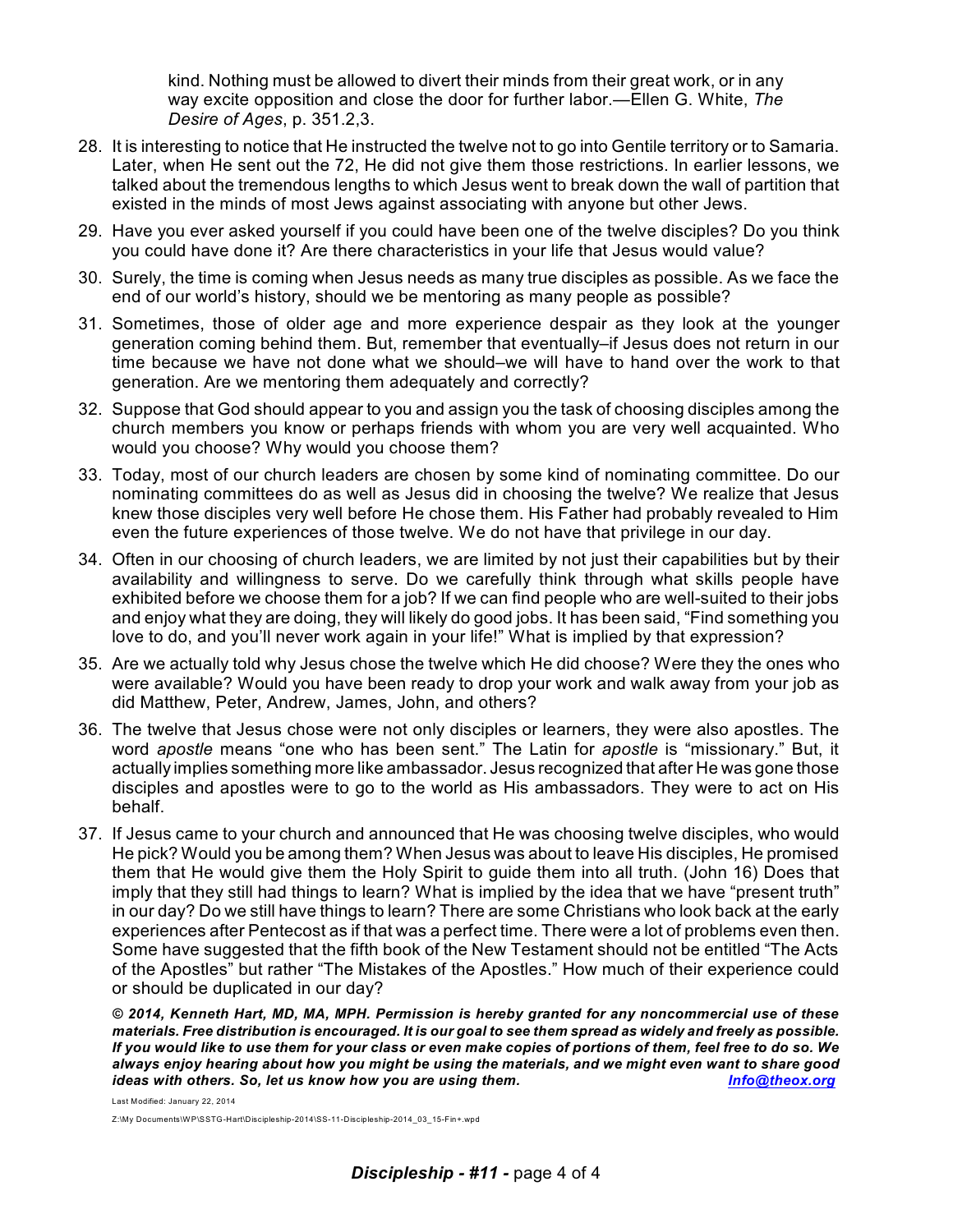kind. Nothing must be allowed to divert their minds from their great work, or in any way excite opposition and close the door for further labor.—Ellen G. White, *The Desire of Ages*, p. 351.2,3.

28. It is interesting to notice that He instructed the twelve not to go into Gentile territory or to Samaria. Later, when He sent out the 72, He did not give them those restrictions. In earlier lessons, we talked about the tremendous lengths to which Jesus went to break down the wall of partition that existed in the minds of most Jews against associating with anyone but other Jews.

29. Have you ever asked yourself if you could have been one of the twelve disciples? Do you think you could have done it? Are there characteristics in your life that Jesus would value?

30. Surely, the time is coming when Jesus needs as many true disciples as possible. As we face the end of our world's history, should we be mentoring as many people as possible?

31. Sometimes, those of older age and more experience despair as they look at the younger generation coming behind them. But, remember that eventually–if Jesus does not return in our time because we have not done what we should–we will have to hand over the work to that generation. Are we mentoring them adequately and correctly?

32. Suppose that God should appear to you and assign you the task of choosing disciples among the church members you know or perhaps friends with whom you are very well acquainted. Who would you choose? Why would you choose them?

33. Today, most of our church leaders are chosen by some kind of nominating committee. Do our nominating committees do as well as Jesus did in choosing the twelve? We realize that Jesus knew those disciples very well before He chose them. His Father had probably revealed to Him even the future experiences of those twelve. We do not have that privilege in our day.

34. Often in our choosing of church leaders, we are limited by not just their capabilities but by their availability and willingness to serve. Do we carefully think through what skills people have exhibited before we choose them for a job? If we can find people who are well-suited to their jobs and enjoy what they are doing, they will likely do good jobs. It has been said, "Find something you love to do, and you'll never work again in your life!" What is implied by that expression?

35. Are we actually told why Jesus chose the twelve which He did choose? Were they the ones who were available? Would you have been ready to drop your work and walk away from your job as did Matthew, Peter, Andrew, James, John, and others?

36. The twelve that Jesus chose were not only disciples or learners, they were also apostles. The word *apostle* means "one who has been sent." The Latin for *apostle* is "missionary." But, it actually implies something more like ambassador. Jesus recognized that after He was gone those disciples and apostles were to go to the world as His ambassadors. They were to act on His behalf.

37. If Jesus came to your church and announced that He was choosing twelve disciples, who would He pick? Would you be among them? When Jesus was about to leave His disciples, He promised them that He would give them the Holy Spirit to guide them into all truth. (John 16) Does that imply that they still had things to learn? What is implied by the idea that we have "present truth" in our day? Do we still have things to learn? There are some Christians who look back at the early experiences after Pentecost as if that was a perfect time. There were a lot of problems even then. Some have suggested that the fifth book of the New Testament should not be entitled "The Acts of the Apostles" but rather "The Mistakes of the Apostles." How much of their experience could or should be duplicated in our day?

***© 2014, Kenneth Hart, MD, MA, MPH. Permission is hereby granted for any noncommercial use of these materials. Free distribution is encouraged. It is our goal to see them spread as widely and freely as possible. If you would like to use them for your class or even make copies of portions of them, feel free to do so. We always enjoy hearing about how you might be using the materials, and we might even want to share good ideas with others. So, let us know how you are using them.*** ***Info@theox.org***

Last Modified: January 22, 2014

Z:\My Documents\WP\SSTG-Hart\Discipleship-2014\SS-11-Discipleship-2014_03_15-Fin+.wpd